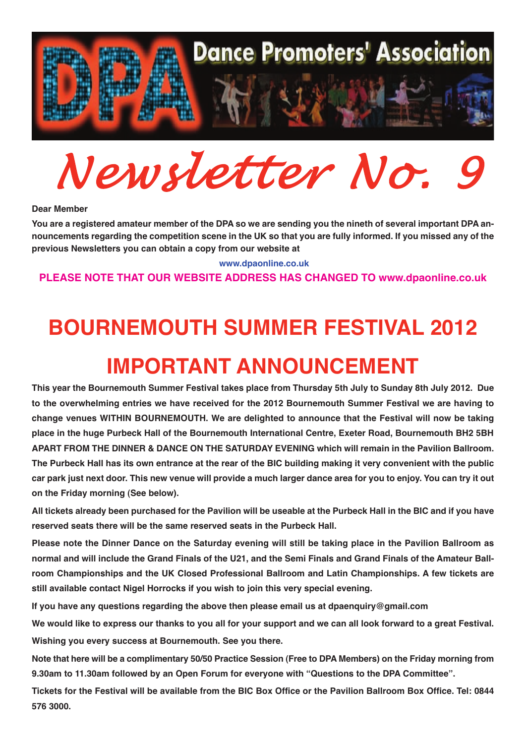# Dance Promoters' Association

# *Newsletter No. 9*

**Dear Member**

**You are a registered amateur member of the DPA so we are sending you the nineth of several important DPA announcements regarding the competition scene in the UK so that you are fully informed. If you missed any of the previous Newsletters you can obtain a copy from our website at**

**www.dpaonline.co.uk**

**PLEASE NOTE THAT OUR WEBSITE ADDRESS HAS CHANGED TO www.dpaonline.co.uk**

## BOURNEMOUTH SUMMER FESTIVAL 2012

## IMPORTANT ANNOUNCEMENT

**This year the Bournemouth Summer Festival takes place from Thursday 5th July to Sunday 8th July 2012. Due to the overwhelming entries we have received for the 2012 Bournemouth Summer Festival we are having to change venues WITHIN BOURNEMOUTH. We are delighted to announce that the Festival will now be taking place in the huge Purbeck Hall of the Bournemouth International Centre, Exeter Road, Bournemouth BH2 5BH APART FROM THE DINNER & DANCE ON THE SATURDAY EVENING which will remain in the Pavilion Ballroom. The Purbeck Hall has its own entrance at the rear of the BIC building making it very convenient with the public car park just next door. This new venue will provide a much larger dance area for you to enjoy. You can try it out on the Friday morning (See below).**

**All tickets already been purchased for the Pavilion will be useable at the Purbeck Hall in the BIC and if you have reserved seats there will be the same reserved seats in the Purbeck Hall.**

**Please note the Dinner Dance on the Saturday evening will still be taking place in the Pavilion Ballroom as normal and will include the Grand Finals of the U21, and the Semi Finals and Grand Finals of the Amateur Ballroom Championships and the UK Closed Professional Ballroom and Latin Championships. A few tickets are still available contact Nigel Horrocks if you wish to join this very special evening.**

**If you have any questions regarding the above then please email us at dpaenquiry@gmail.com**

**We would like to express our thanks to you all for your support and we can all look forward to a great Festival.**

**Wishing you every success at Bournemouth. See you there.**

**Note that here will be a complimentary 50/50 Practice Session (Free to DPA Members) on the Friday morning from 9.30am to 11.30am followed by an Open Forum for everyone with "Questions to the DPA Committee".**

**Tickets for the Festival will be available from the BIC Box Office or the Pavilion Ballroom Box Office. Tel: 0844 576 3000.**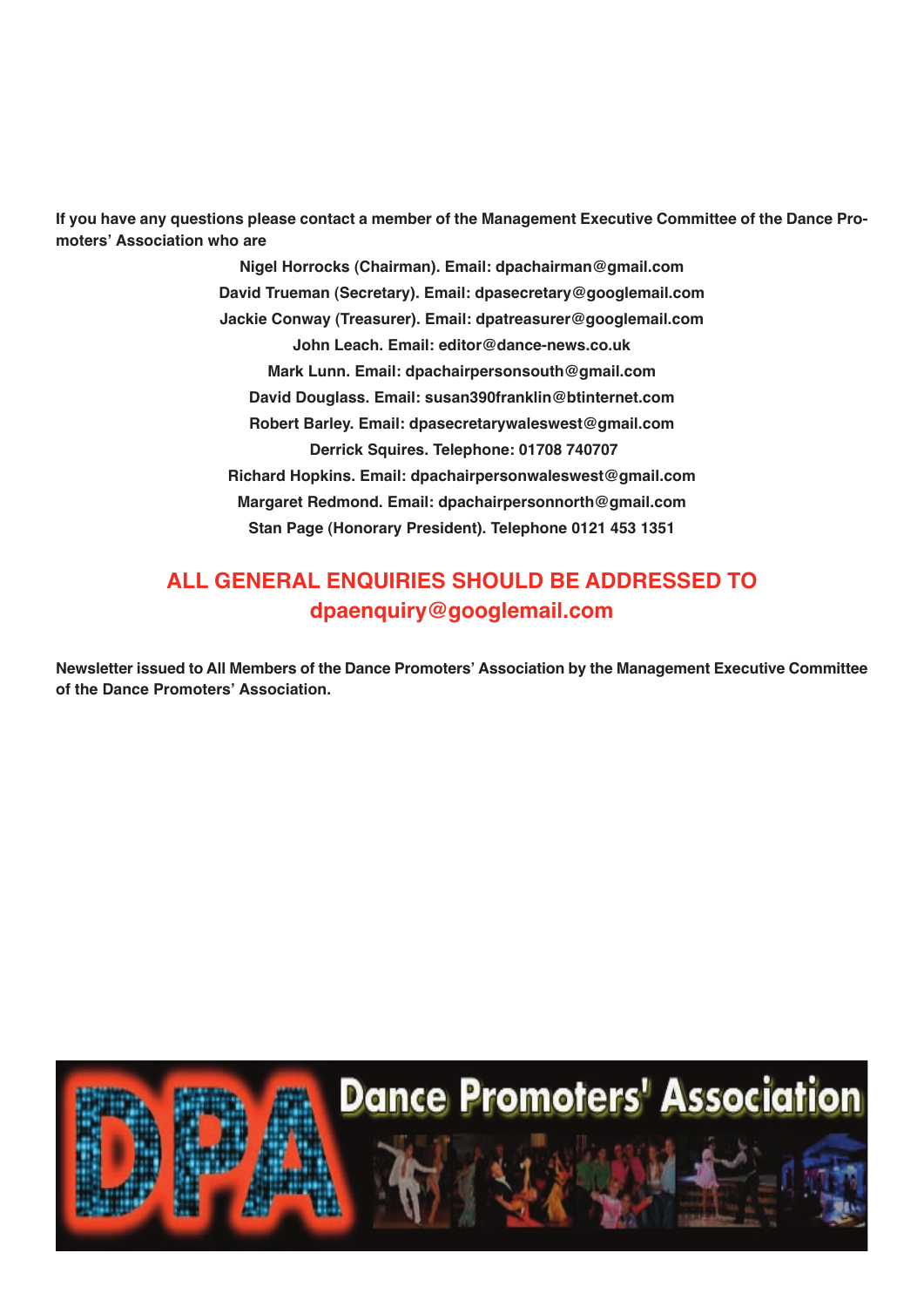**If you have any questions please contact a member of the Management Executive Committee of the Dance Promoters' Association who are**

**Nigel Horrocks (Chairman). Email: dpachairman@gmail.com**

**David Trueman (Secretary). Email: dpasecretary@googlemail.com**

**Jackie Conway (Treasurer). Email: dpatreasurer@googlemail.com**

**John Leach. Email: editor@dance-news.co.uk**

**Mark Lunn. Email: dpachairpersonsouth@gmail.com**

**David Douglass. Email: susan390franklin@btinternet.com**

**Robert Barley. Email: dpasecretarywaleswest@gmail.com**

**Derrick Squires. Telephone: 01708 740707**

**Richard Hopkins. Email: dpachairpersonwaleswest@gmail.com**

**Margaret Redmond. Email: dpachairpersonnorth@gmail.com**

**Stan Page (Honorary President). Telephone 0121 453 1351**

## ALL GENERAL ENQUIRIES SHOULD BE ADDRESSED TO dpaenquiry@googlemail.com

**Newsletter issued to All Members of the Dance Promoters' Association by the Management Executive Committee of the Dance Promoters' Association.**

DPA Dance Promoters' Association